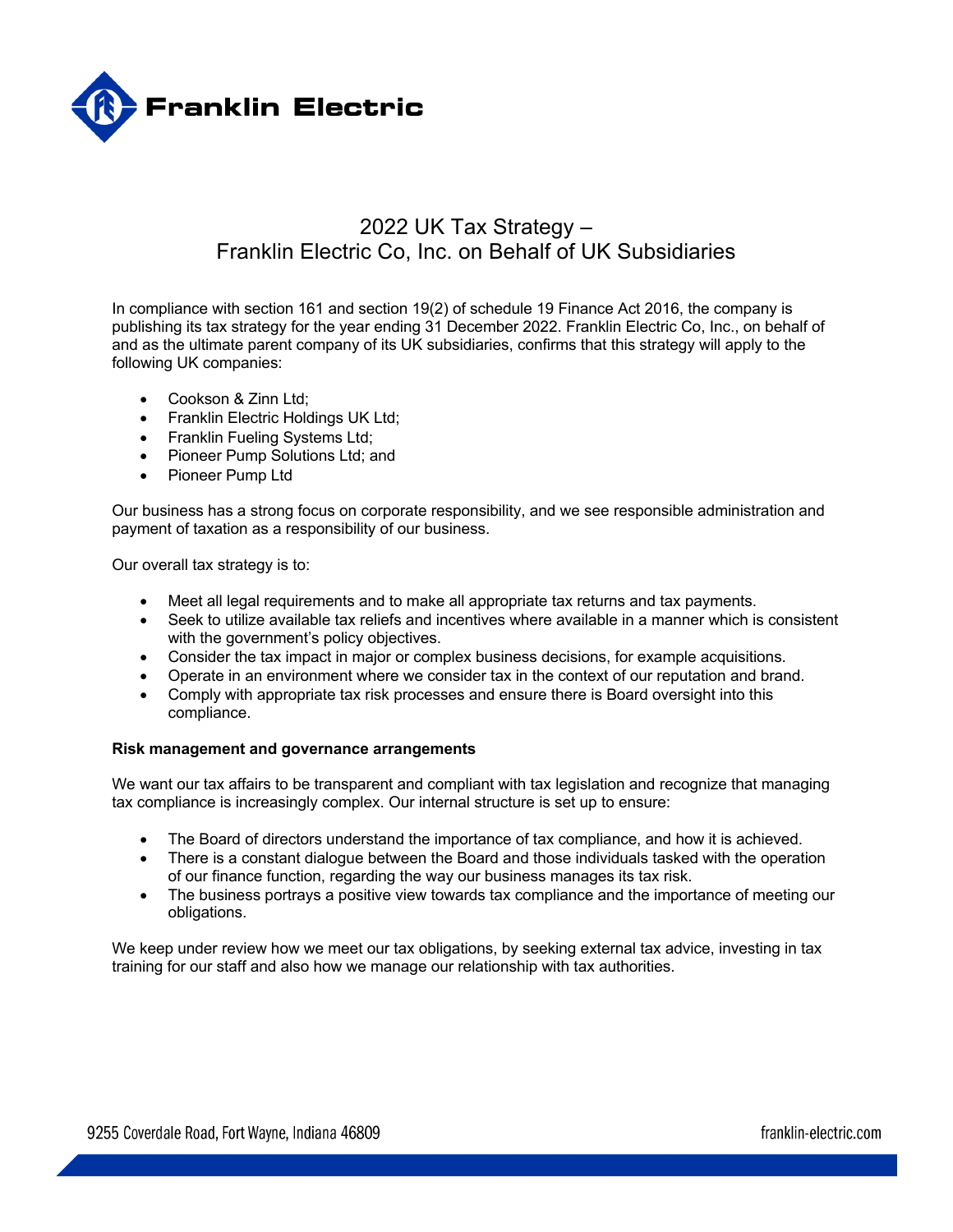# 2022 UK Tax Strategy – Franklin Electric Co, Inc. on Behalf of UK Subsidiaries

In compliance with section 161 and section 19(2) of schedule 19 Finance Act 2016, the company is publishing its tax strategy for the year ending 31 December 2022. Franklin Electric Co, Inc., on behalf of and as the ultimate parent company of its UK subsidiaries, confirms that this strategy will apply to the following UK companies:

- Cookson & Zinn Ltd;
- Franklin Electric Holdings UK Ltd;
- Franklin Fueling Systems Ltd;
- Pioneer Pump Solutions Ltd; and
- Pioneer Pump Ltd

Our business has a strong focus on corporate responsibility, and we see responsible administration and payment of taxation as a responsibility of our business.

Our overall tax strategy is to:

- Meet all legal requirements and to make all appropriate tax returns and tax payments.
- Seek to utilize available tax reliefs and incentives where available in a manner which is consistent with the government's policy objectives.
- Consider the tax impact in major or complex business decisions, for example acquisitions.
- Operate in an environment where we consider tax in the context of our reputation and brand.
- Comply with appropriate tax risk processes and ensure there is Board oversight into this compliance.

**Risk management and governance arrangements**

We want our tax affairs to be transparent and compliant with tax legislation and recognize that managing tax compliance is increasingly complex. Our internal structure is set up to ensure:

- The Board of directors understand the importance of tax compliance, and how it is achieved.
- There is a constant dialogue between the Board and those individuals tasked with the operation of our finance function, regarding the way our business manages its tax risk.
- The business portrays a positive view towards tax compliance and the importance of meeting our obligations.

We keep under review how we meet our tax obligations, by seeking external tax advice, investing in tax training for our staff and also how we manage our relationship with tax authorities.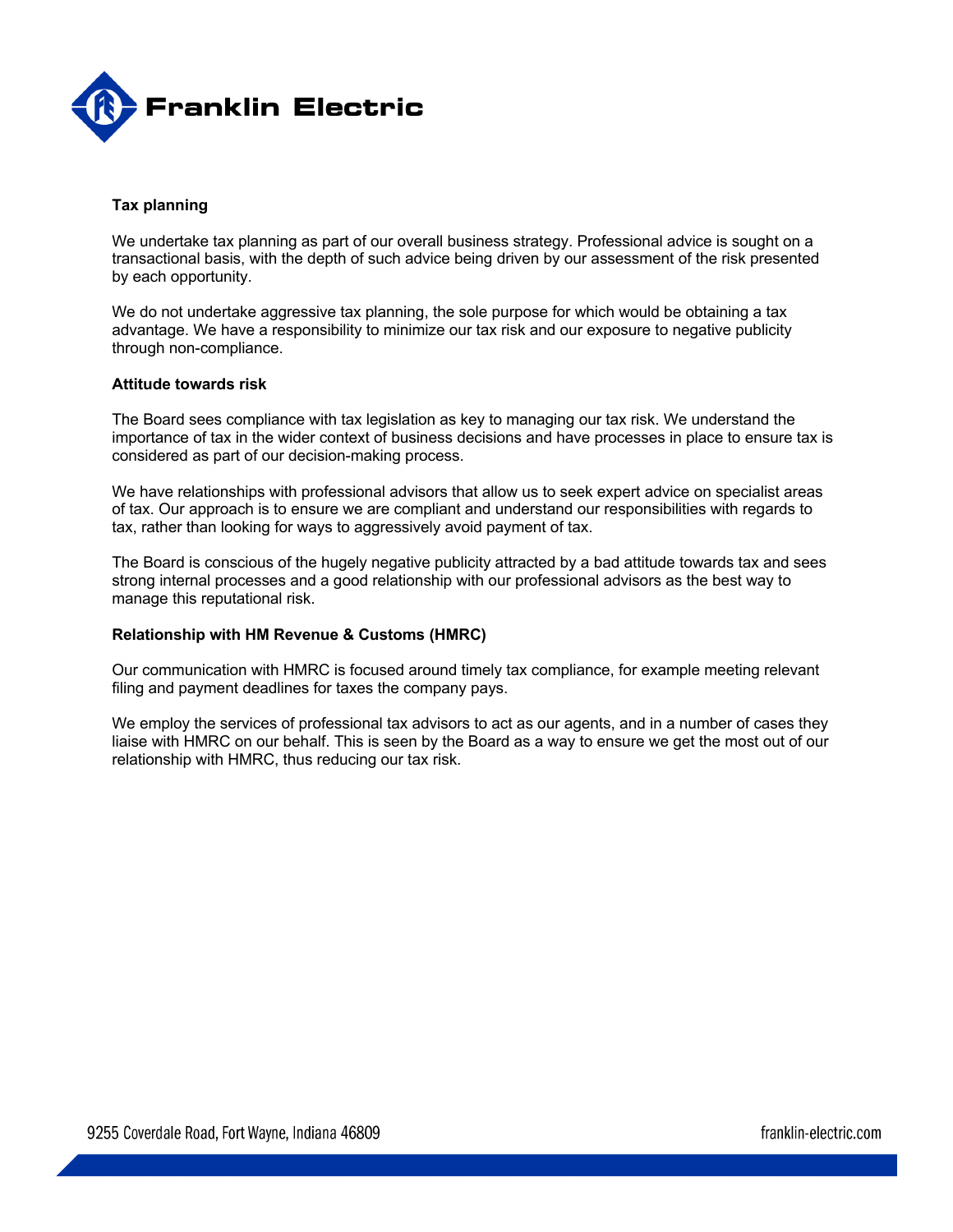## Tax planning

We undertake tax planning as part of our overall business strategy. Professional advice is sought on a transactional basis, with the depth of such advice being driven by our assessment of the risk presented by each opportunity.

We do not undertake aggressive tax planning, the sole purpose for which would be obtaining a tax advantage. We have a responsibility to minimize our tax risk and our exposure to negative publicity through non-compliance.

## Attitude towards risk

The Board sees compliance with tax legislation as key to managing our tax risk. We understand the importance of tax in the wider context of business decisions and have processes in place to ensure tax is considered as part of our decision-making process.

We have relationships with professional advisors that allow us to seek expert advice on specialist areas of tax. Our approach is to ensure we are compliant and understand our responsibilities with regards to tax, rather than looking for ways to aggressively avoid payment of tax.

The Board is conscious of the hugely negative publicity attracted by a bad attitude towards tax and sees strong internal processes and a good relationship with our professional advisors as the best way to manage this reputational risk.

## Relationship with HM Revenue & Customs (HMRC)

Our communication with HMRC is focused around timely tax compliance, for example meeting relevant filing and payment deadlines for taxes the company pays.

We employ the services of professional tax advisors to act as our agents, and in a number of cases they liaise with HMRC on our behalf. This is seen by the Board as a way to ensure we get the most out of our relationship with HMRC, thus reducing our tax risk.